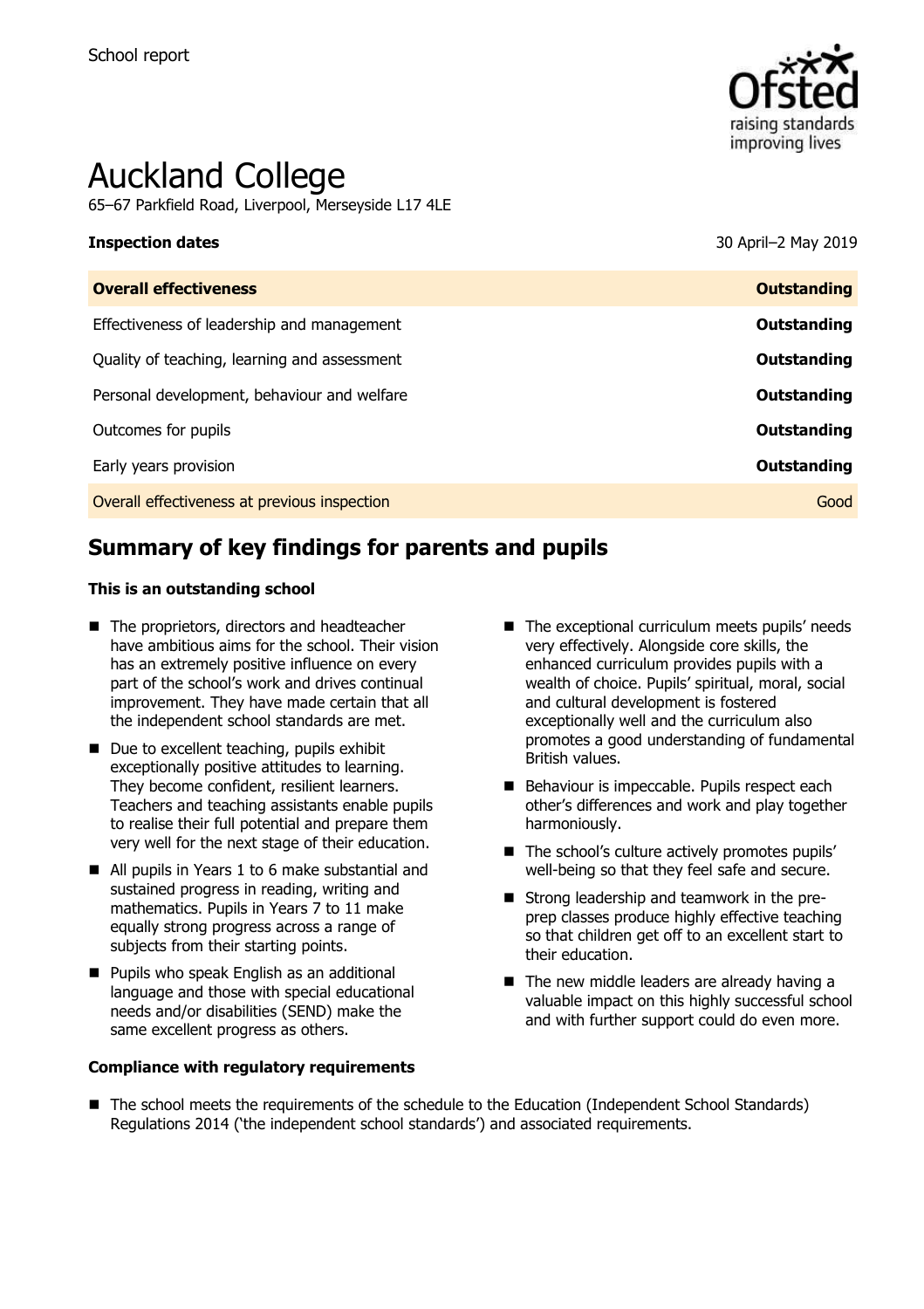School report

# Auckland College

65–67 Parkfield Road, Liverpool, Merseyside L17 4LE

**Inspection dates** 30 April–2 May 2019

| **Overall effectiveness** | **Outstanding** |
|---|---|
| Effectiveness of leadership and management | **Outstanding** |
| Quality of teaching, learning and assessment | **Outstanding** |
| Personal development, behaviour and welfare | **Outstanding** |
| Outcomes for pupils | **Outstanding** |
| Early years provision | **Outstanding** |
| Overall effectiveness at previous inspection | Good |

## Summary of key findings for parents and pupils

### This is an outstanding school

- The proprietors, directors and headteacher have ambitious aims for the school. Their vision has an extremely positive influence on every part of the school's work and drives continual improvement. They have made certain that all the independent school standards are met.
- Due to excellent teaching, pupils exhibit exceptionally positive attitudes to learning. They become confident, resilient learners. Teachers and teaching assistants enable pupils to realise their full potential and prepare them very well for the next stage of their education.
- All pupils in Years 1 to 6 make substantial and sustained progress in reading, writing and mathematics. Pupils in Years 7 to 11 make equally strong progress across a range of subjects from their starting points.
- Pupils who speak English as an additional language and those with special educational needs and/or disabilities (SEND) make the same excellent progress as others.
- The exceptional curriculum meets pupils' needs very effectively. Alongside core skills, the enhanced curriculum provides pupils with a wealth of choice. Pupils' spiritual, moral, social and cultural development is fostered exceptionally well and the curriculum also promotes a good understanding of fundamental British values.
- Behaviour is impeccable. Pupils respect each other's differences and work and play together harmoniously.
- The school's culture actively promotes pupils' well-being so that they feel safe and secure.
- Strong leadership and teamwork in the pre-prep classes produce highly effective teaching so that children get off to an excellent start to their education.
- The new middle leaders are already having a valuable impact on this highly successful school and with further support could do even more.

### Compliance with regulatory requirements

- The school meets the requirements of the schedule to the Education (Independent School Standards) Regulations 2014 ('the independent school standards') and associated requirements.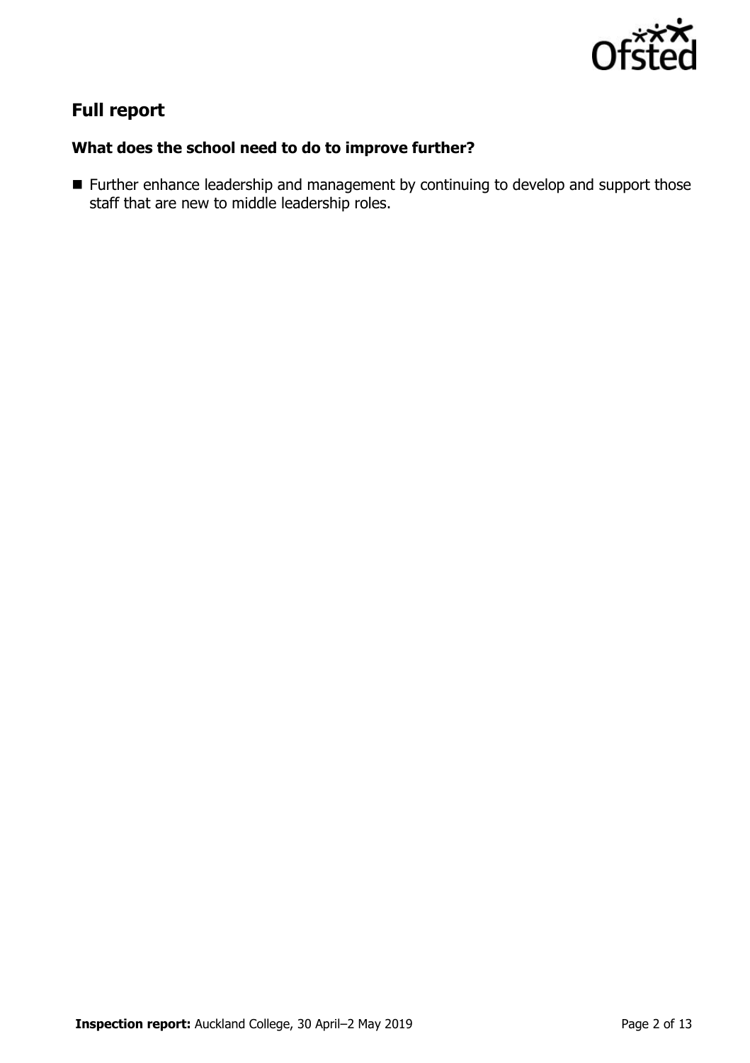## Full report

### What does the school need to do to improve further?

- Further enhance leadership and management by continuing to develop and support those staff that are new to middle leadership roles.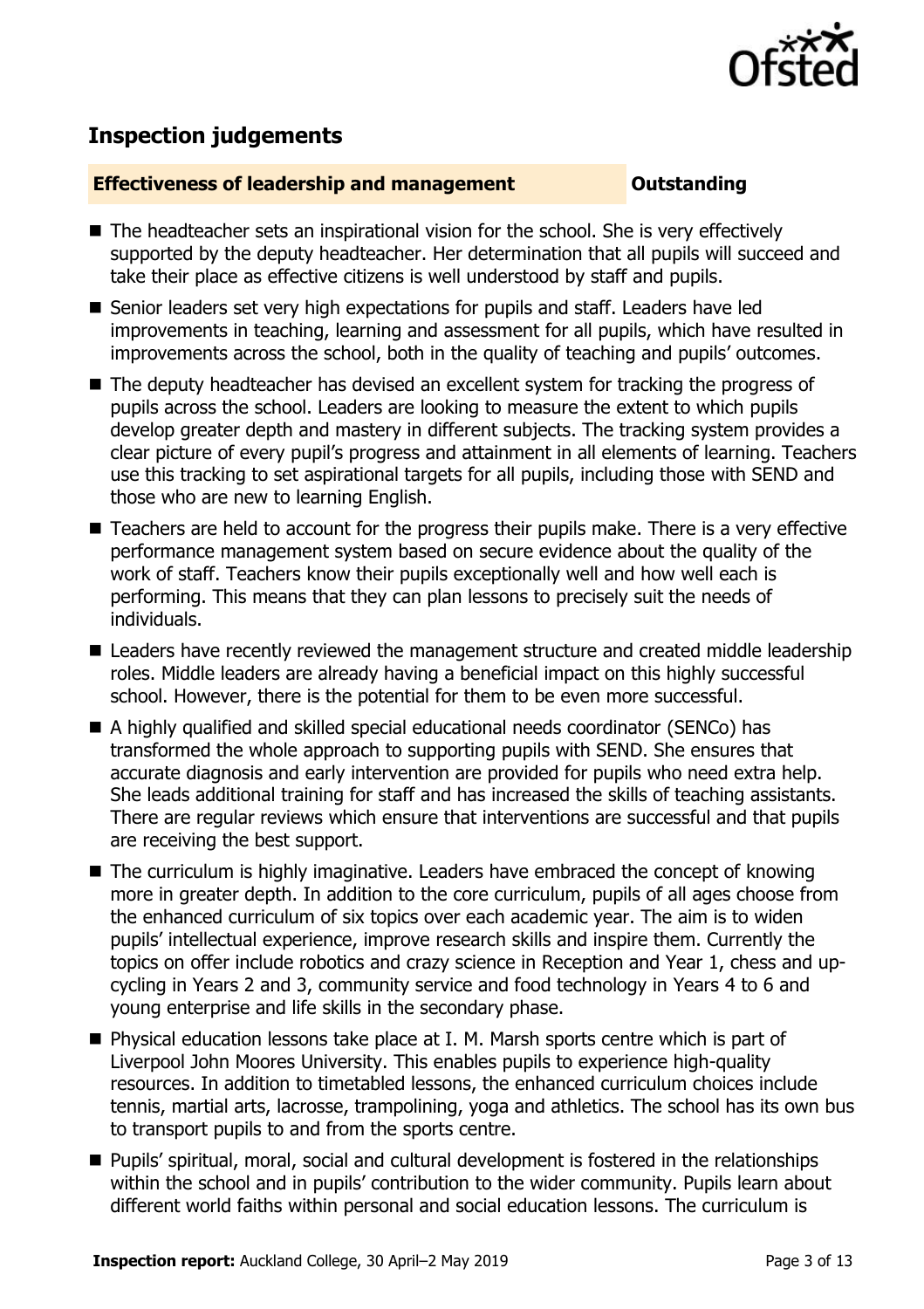## Inspection judgements

| **Effectiveness of leadership and management** | **Outstanding** |
| --- | --- |

- The headteacher sets an inspirational vision for the school. She is very effectively supported by the deputy headteacher. Her determination that all pupils will succeed and take their place as effective citizens is well understood by staff and pupils.
- Senior leaders set very high expectations for pupils and staff. Leaders have led improvements in teaching, learning and assessment for all pupils, which have resulted in improvements across the school, both in the quality of teaching and pupils' outcomes.
- The deputy headteacher has devised an excellent system for tracking the progress of pupils across the school. Leaders are looking to measure the extent to which pupils develop greater depth and mastery in different subjects. The tracking system provides a clear picture of every pupil's progress and attainment in all elements of learning. Teachers use this tracking to set aspirational targets for all pupils, including those with SEND and those who are new to learning English.
- Teachers are held to account for the progress their pupils make. There is a very effective performance management system based on secure evidence about the quality of the work of staff. Teachers know their pupils exceptionally well and how well each is performing. This means that they can plan lessons to precisely suit the needs of individuals.
- Leaders have recently reviewed the management structure and created middle leadership roles. Middle leaders are already having a beneficial impact on this highly successful school. However, there is the potential for them to be even more successful.
- A highly qualified and skilled special educational needs coordinator (SENCo) has transformed the whole approach to supporting pupils with SEND. She ensures that accurate diagnosis and early intervention are provided for pupils who need extra help. She leads additional training for staff and has increased the skills of teaching assistants. There are regular reviews which ensure that interventions are successful and that pupils are receiving the best support.
- The curriculum is highly imaginative. Leaders have embraced the concept of knowing more in greater depth. In addition to the core curriculum, pupils of all ages choose from the enhanced curriculum of six topics over each academic year. The aim is to widen pupils' intellectual experience, improve research skills and inspire them. Currently the topics on offer include robotics and crazy science in Reception and Year 1, chess and up-cycling in Years 2 and 3, community service and food technology in Years 4 to 6 and young enterprise and life skills in the secondary phase.
- Physical education lessons take place at I. M. Marsh sports centre which is part of Liverpool John Moores University. This enables pupils to experience high-quality resources. In addition to timetabled lessons, the enhanced curriculum choices include tennis, martial arts, lacrosse, trampolining, yoga and athletics. The school has its own bus to transport pupils to and from the sports centre.
- Pupils' spiritual, moral, social and cultural development is fostered in the relationships within the school and in pupils' contribution to the wider community. Pupils learn about different world faiths within personal and social education lessons. The curriculum is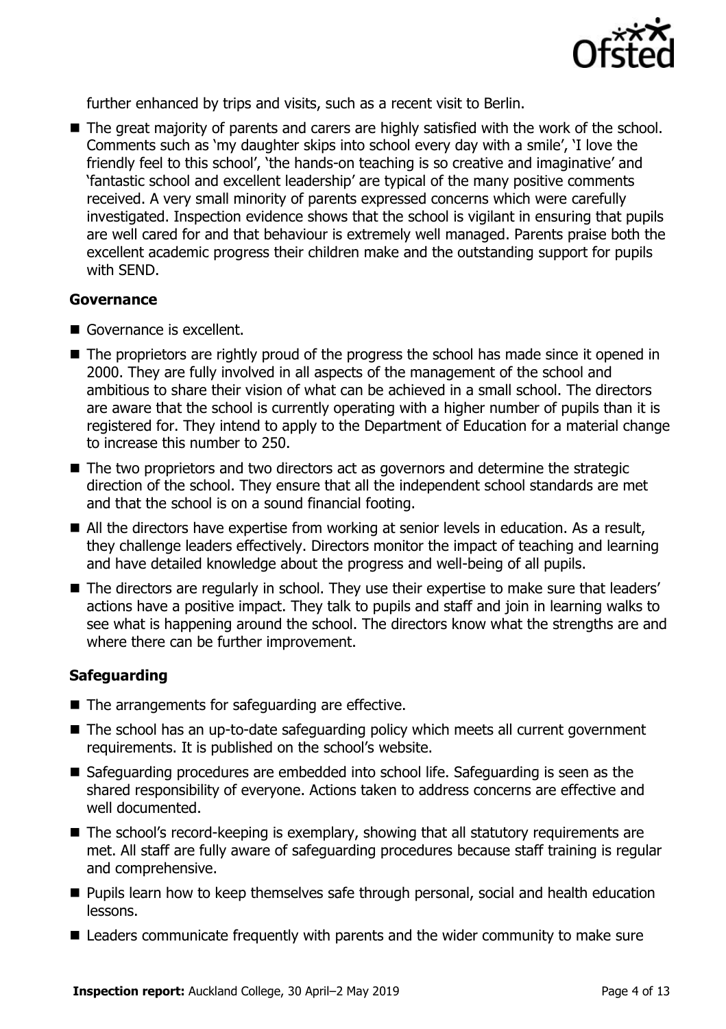further enhanced by trips and visits, such as a recent visit to Berlin.

- The great majority of parents and carers are highly satisfied with the work of the school. Comments such as 'my daughter skips into school every day with a smile', 'I love the friendly feel to this school', 'the hands-on teaching is so creative and imaginative' and 'fantastic school and excellent leadership' are typical of the many positive comments received. A very small minority of parents expressed concerns which were carefully investigated. Inspection evidence shows that the school is vigilant in ensuring that pupils are well cared for and that behaviour is extremely well managed. Parents praise both the excellent academic progress their children make and the outstanding support for pupils with SEND.

### Governance

- Governance is excellent.
- The proprietors are rightly proud of the progress the school has made since it opened in 2000. They are fully involved in all aspects of the management of the school and ambitious to share their vision of what can be achieved in a small school. The directors are aware that the school is currently operating with a higher number of pupils than it is registered for. They intend to apply to the Department of Education for a material change to increase this number to 250.
- The two proprietors and two directors act as governors and determine the strategic direction of the school. They ensure that all the independent school standards are met and that the school is on a sound financial footing.
- All the directors have expertise from working at senior levels in education. As a result, they challenge leaders effectively. Directors monitor the impact of teaching and learning and have detailed knowledge about the progress and well-being of all pupils.
- The directors are regularly in school. They use their expertise to make sure that leaders' actions have a positive impact. They talk to pupils and staff and join in learning walks to see what is happening around the school. The directors know what the strengths are and where there can be further improvement.

### Safeguarding

- The arrangements for safeguarding are effective.
- The school has an up-to-date safeguarding policy which meets all current government requirements. It is published on the school's website.
- Safeguarding procedures are embedded into school life. Safeguarding is seen as the shared responsibility of everyone. Actions taken to address concerns are effective and well documented.
- The school's record-keeping is exemplary, showing that all statutory requirements are met. All staff are fully aware of safeguarding procedures because staff training is regular and comprehensive.
- Pupils learn how to keep themselves safe through personal, social and health education lessons.
- Leaders communicate frequently with parents and the wider community to make sure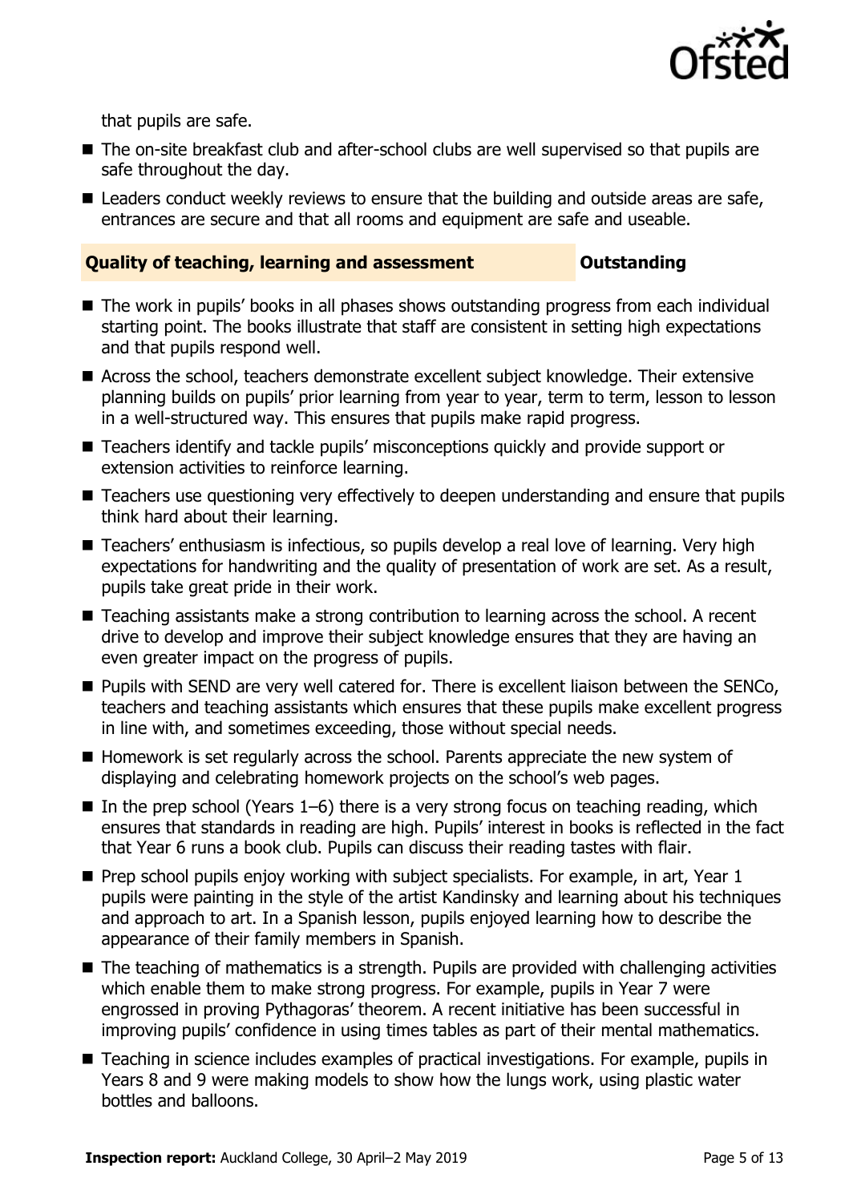that pupils are safe.

- The on-site breakfast club and after-school clubs are well supervised so that pupils are safe throughout the day.
- Leaders conduct weekly reviews to ensure that the building and outside areas are safe, entrances are secure and that all rooms and equipment are safe and useable.

| **Quality of teaching, learning and assessment** | **Outstanding** |
| --- | --- |

- The work in pupils' books in all phases shows outstanding progress from each individual starting point. The books illustrate that staff are consistent in setting high expectations and that pupils respond well.
- Across the school, teachers demonstrate excellent subject knowledge. Their extensive planning builds on pupils' prior learning from year to year, term to term, lesson to lesson in a well-structured way. This ensures that pupils make rapid progress.
- Teachers identify and tackle pupils' misconceptions quickly and provide support or extension activities to reinforce learning.
- Teachers use questioning very effectively to deepen understanding and ensure that pupils think hard about their learning.
- Teachers' enthusiasm is infectious, so pupils develop a real love of learning. Very high expectations for handwriting and the quality of presentation of work are set. As a result, pupils take great pride in their work.
- Teaching assistants make a strong contribution to learning across the school. A recent drive to develop and improve their subject knowledge ensures that they are having an even greater impact on the progress of pupils.
- Pupils with SEND are very well catered for. There is excellent liaison between the SENCo, teachers and teaching assistants which ensures that these pupils make excellent progress in line with, and sometimes exceeding, those without special needs.
- Homework is set regularly across the school. Parents appreciate the new system of displaying and celebrating homework projects on the school's web pages.
- In the prep school (Years 1–6) there is a very strong focus on teaching reading, which ensures that standards in reading are high. Pupils' interest in books is reflected in the fact that Year 6 runs a book club. Pupils can discuss their reading tastes with flair.
- Prep school pupils enjoy working with subject specialists. For example, in art, Year 1 pupils were painting in the style of the artist Kandinsky and learning about his techniques and approach to art. In a Spanish lesson, pupils enjoyed learning how to describe the appearance of their family members in Spanish.
- The teaching of mathematics is a strength. Pupils are provided with challenging activities which enable them to make strong progress. For example, pupils in Year 7 were engrossed in proving Pythagoras' theorem. A recent initiative has been successful in improving pupils' confidence in using times tables as part of their mental mathematics.
- Teaching in science includes examples of practical investigations. For example, pupils in Years 8 and 9 were making models to show how the lungs work, using plastic water bottles and balloons.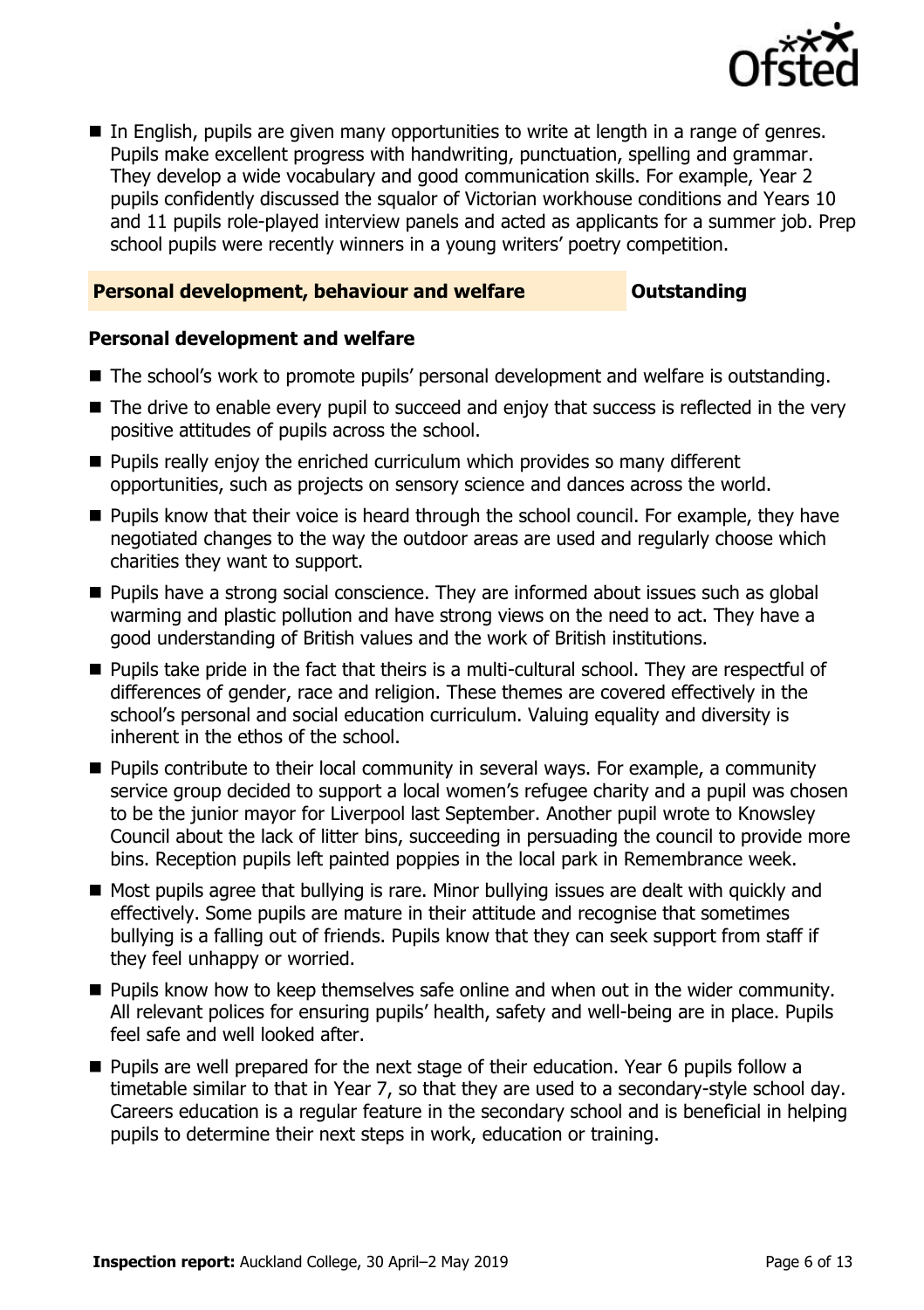- In English, pupils are given many opportunities to write at length in a range of genres. Pupils make excellent progress with handwriting, punctuation, spelling and grammar. They develop a wide vocabulary and good communication skills. For example, Year 2 pupils confidently discussed the squalor of Victorian workhouse conditions and Years 10 and 11 pupils role-played interview panels and acted as applicants for a summer job. Prep school pupils were recently winners in a young writers' poetry competition.

## Personal development, behaviour and welfare — Outstanding

### Personal development and welfare

- The school's work to promote pupils' personal development and welfare is outstanding.
- The drive to enable every pupil to succeed and enjoy that success is reflected in the very positive attitudes of pupils across the school.
- Pupils really enjoy the enriched curriculum which provides so many different opportunities, such as projects on sensory science and dances across the world.
- Pupils know that their voice is heard through the school council. For example, they have negotiated changes to the way the outdoor areas are used and regularly choose which charities they want to support.
- Pupils have a strong social conscience. They are informed about issues such as global warming and plastic pollution and have strong views on the need to act. They have a good understanding of British values and the work of British institutions.
- Pupils take pride in the fact that theirs is a multi-cultural school. They are respectful of differences of gender, race and religion. These themes are covered effectively in the school's personal and social education curriculum. Valuing equality and diversity is inherent in the ethos of the school.
- Pupils contribute to their local community in several ways. For example, a community service group decided to support a local women's refugee charity and a pupil was chosen to be the junior mayor for Liverpool last September. Another pupil wrote to Knowsley Council about the lack of litter bins, succeeding in persuading the council to provide more bins. Reception pupils left painted poppies in the local park in Remembrance week.
- Most pupils agree that bullying is rare. Minor bullying issues are dealt with quickly and effectively. Some pupils are mature in their attitude and recognise that sometimes bullying is a falling out of friends. Pupils know that they can seek support from staff if they feel unhappy or worried.
- Pupils know how to keep themselves safe online and when out in the wider community. All relevant polices for ensuring pupils' health, safety and well-being are in place. Pupils feel safe and well looked after.
- Pupils are well prepared for the next stage of their education. Year 6 pupils follow a timetable similar to that in Year 7, so that they are used to a secondary-style school day. Careers education is a regular feature in the secondary school and is beneficial in helping pupils to determine their next steps in work, education or training.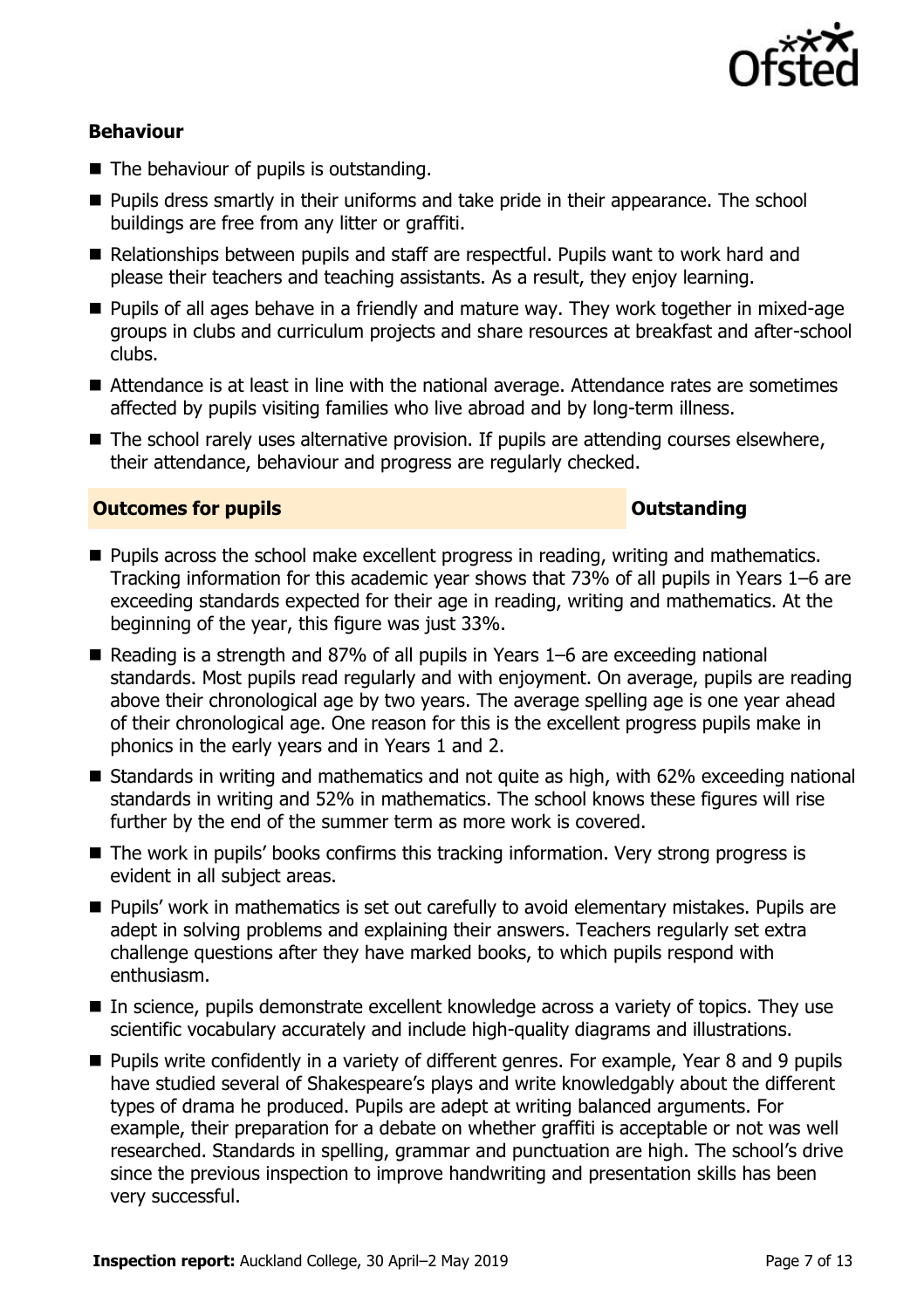### Behaviour

- The behaviour of pupils is outstanding.
- Pupils dress smartly in their uniforms and take pride in their appearance. The school buildings are free from any litter or graffiti.
- Relationships between pupils and staff are respectful. Pupils want to work hard and please their teachers and teaching assistants. As a result, they enjoy learning.
- Pupils of all ages behave in a friendly and mature way. They work together in mixed-age groups in clubs and curriculum projects and share resources at breakfast and after-school clubs.
- Attendance is at least in line with the national average. Attendance rates are sometimes affected by pupils visiting families who live abroad and by long-term illness.
- The school rarely uses alternative provision. If pupils are attending courses elsewhere, their attendance, behaviour and progress are regularly checked.

| **Outcomes for pupils** | **Outstanding** |
| --- | --- |

- Pupils across the school make excellent progress in reading, writing and mathematics. Tracking information for this academic year shows that 73% of all pupils in Years 1–6 are exceeding standards expected for their age in reading, writing and mathematics. At the beginning of the year, this figure was just 33%.
- Reading is a strength and 87% of all pupils in Years 1–6 are exceeding national standards. Most pupils read regularly and with enjoyment. On average, pupils are reading above their chronological age by two years. The average spelling age is one year ahead of their chronological age. One reason for this is the excellent progress pupils make in phonics in the early years and in Years 1 and 2.
- Standards in writing and mathematics and not quite as high, with 62% exceeding national standards in writing and 52% in mathematics. The school knows these figures will rise further by the end of the summer term as more work is covered.
- The work in pupils' books confirms this tracking information. Very strong progress is evident in all subject areas.
- Pupils' work in mathematics is set out carefully to avoid elementary mistakes. Pupils are adept in solving problems and explaining their answers. Teachers regularly set extra challenge questions after they have marked books, to which pupils respond with enthusiasm.
- In science, pupils demonstrate excellent knowledge across a variety of topics. They use scientific vocabulary accurately and include high-quality diagrams and illustrations.
- Pupils write confidently in a variety of different genres. For example, Year 8 and 9 pupils have studied several of Shakespeare's plays and write knowledgably about the different types of drama he produced. Pupils are adept at writing balanced arguments. For example, their preparation for a debate on whether graffiti is acceptable or not was well researched. Standards in spelling, grammar and punctuation are high. The school's drive since the previous inspection to improve handwriting and presentation skills has been very successful.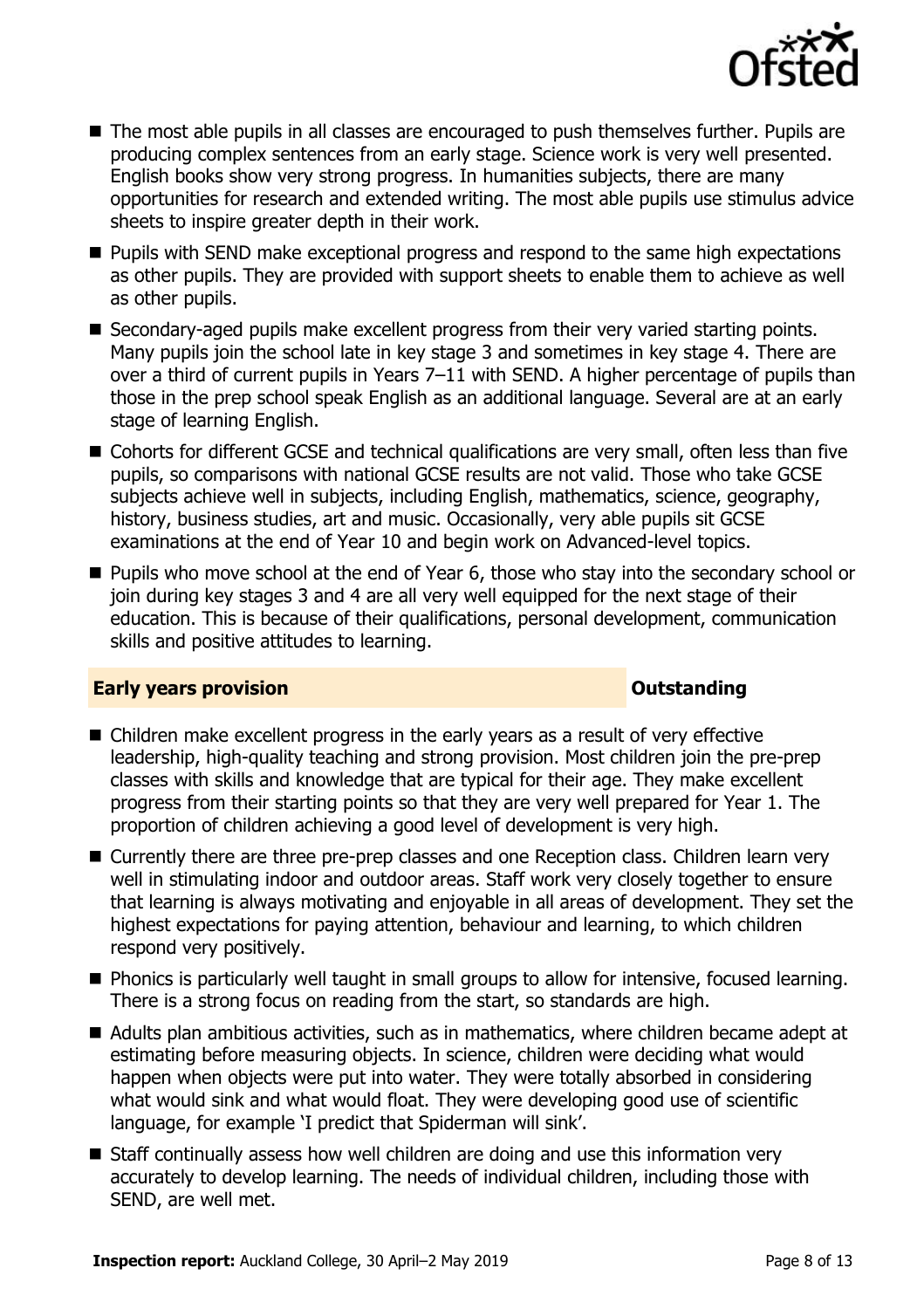- The most able pupils in all classes are encouraged to push themselves further. Pupils are producing complex sentences from an early stage. Science work is very well presented. English books show very strong progress. In humanities subjects, there are many opportunities for research and extended writing. The most able pupils use stimulus advice sheets to inspire greater depth in their work.
- Pupils with SEND make exceptional progress and respond to the same high expectations as other pupils. They are provided with support sheets to enable them to achieve as well as other pupils.
- Secondary-aged pupils make excellent progress from their very varied starting points. Many pupils join the school late in key stage 3 and sometimes in key stage 4. There are over a third of current pupils in Years 7–11 with SEND. A higher percentage of pupils than those in the prep school speak English as an additional language. Several are at an early stage of learning English.
- Cohorts for different GCSE and technical qualifications are very small, often less than five pupils, so comparisons with national GCSE results are not valid. Those who take GCSE subjects achieve well in subjects, including English, mathematics, science, geography, history, business studies, art and music. Occasionally, very able pupils sit GCSE examinations at the end of Year 10 and begin work on Advanced-level topics.
- Pupils who move school at the end of Year 6, those who stay into the secondary school or join during key stages 3 and 4 are all very well equipped for the next stage of their education. This is because of their qualifications, personal development, communication skills and positive attitudes to learning.

## Early years provision — Outstanding

- Children make excellent progress in the early years as a result of very effective leadership, high-quality teaching and strong provision. Most children join the pre-prep classes with skills and knowledge that are typical for their age. They make excellent progress from their starting points so that they are very well prepared for Year 1. The proportion of children achieving a good level of development is very high.
- Currently there are three pre-prep classes and one Reception class. Children learn very well in stimulating indoor and outdoor areas. Staff work very closely together to ensure that learning is always motivating and enjoyable in all areas of development. They set the highest expectations for paying attention, behaviour and learning, to which children respond very positively.
- Phonics is particularly well taught in small groups to allow for intensive, focused learning. There is a strong focus on reading from the start, so standards are high.
- Adults plan ambitious activities, such as in mathematics, where children became adept at estimating before measuring objects. In science, children were deciding what would happen when objects were put into water. They were totally absorbed in considering what would sink and what would float. They were developing good use of scientific language, for example 'I predict that Spiderman will sink'.
- Staff continually assess how well children are doing and use this information very accurately to develop learning. The needs of individual children, including those with SEND, are well met.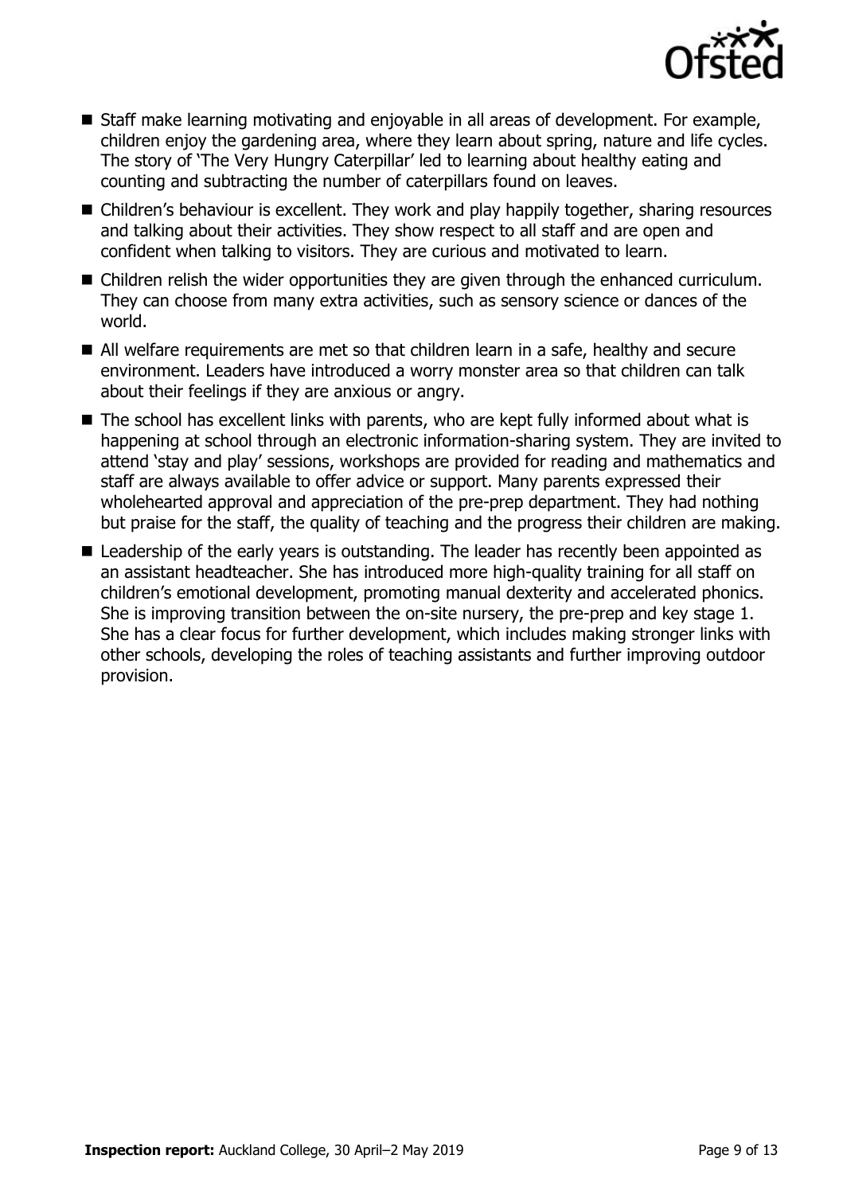- Staff make learning motivating and enjoyable in all areas of development. For example, children enjoy the gardening area, where they learn about spring, nature and life cycles. The story of 'The Very Hungry Caterpillar' led to learning about healthy eating and counting and subtracting the number of caterpillars found on leaves.
- Children's behaviour is excellent. They work and play happily together, sharing resources and talking about their activities. They show respect to all staff and are open and confident when talking to visitors. They are curious and motivated to learn.
- Children relish the wider opportunities they are given through the enhanced curriculum. They can choose from many extra activities, such as sensory science or dances of the world.
- All welfare requirements are met so that children learn in a safe, healthy and secure environment. Leaders have introduced a worry monster area so that children can talk about their feelings if they are anxious or angry.
- The school has excellent links with parents, who are kept fully informed about what is happening at school through an electronic information-sharing system. They are invited to attend 'stay and play' sessions, workshops are provided for reading and mathematics and staff are always available to offer advice or support. Many parents expressed their wholehearted approval and appreciation of the pre-prep department. They had nothing but praise for the staff, the quality of teaching and the progress their children are making.
- Leadership of the early years is outstanding. The leader has recently been appointed as an assistant headteacher. She has introduced more high-quality training for all staff on children's emotional development, promoting manual dexterity and accelerated phonics. She is improving transition between the on-site nursery, the pre-prep and key stage 1. She has a clear focus for further development, which includes making stronger links with other schools, developing the roles of teaching assistants and further improving outdoor provision.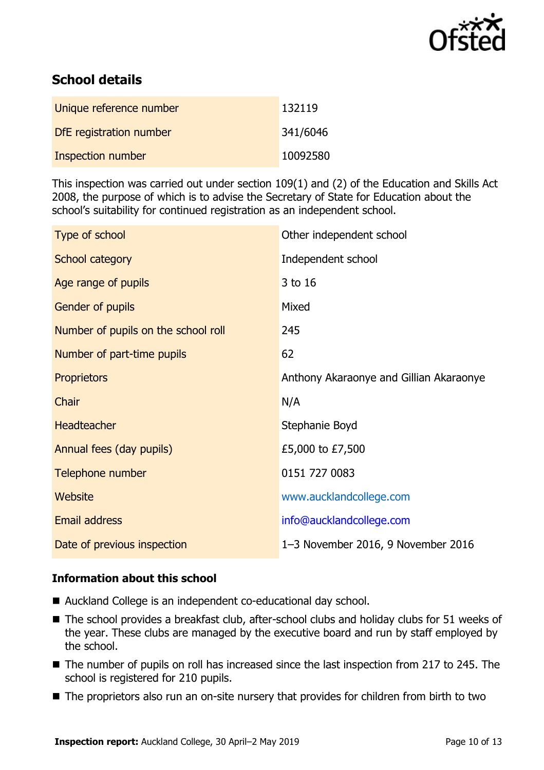## School details

| | |
|---|---|
| Unique reference number | 132119 |
| DfE registration number | 341/6046 |
| Inspection number | 10092580 |

This inspection was carried out under section 109(1) and (2) of the Education and Skills Act 2008, the purpose of which is to advise the Secretary of State for Education about the school's suitability for continued registration as an independent school.

| | |
|---|---|
| Type of school | Other independent school |
| School category | Independent school |
| Age range of pupils | 3 to 16 |
| Gender of pupils | Mixed |
| Number of pupils on the school roll | 245 |
| Number of part-time pupils | 62 |
| Proprietors | Anthony Akaraonye and Gillian Akaraonye |
| Chair | N/A |
| Headteacher | Stephanie Boyd |
| Annual fees (day pupils) | £5,000 to £7,500 |
| Telephone number | 0151 727 0083 |
| Website | www.aucklandcollege.com |
| Email address | info@aucklandcollege.com |
| Date of previous inspection | 1–3 November 2016, 9 November 2016 |

### Information about this school

- Auckland College is an independent co-educational day school.
- The school provides a breakfast club, after-school clubs and holiday clubs for 51 weeks of the year. These clubs are managed by the executive board and run by staff employed by the school.
- The number of pupils on roll has increased since the last inspection from 217 to 245. The school is registered for 210 pupils.
- The proprietors also run an on-site nursery that provides for children from birth to two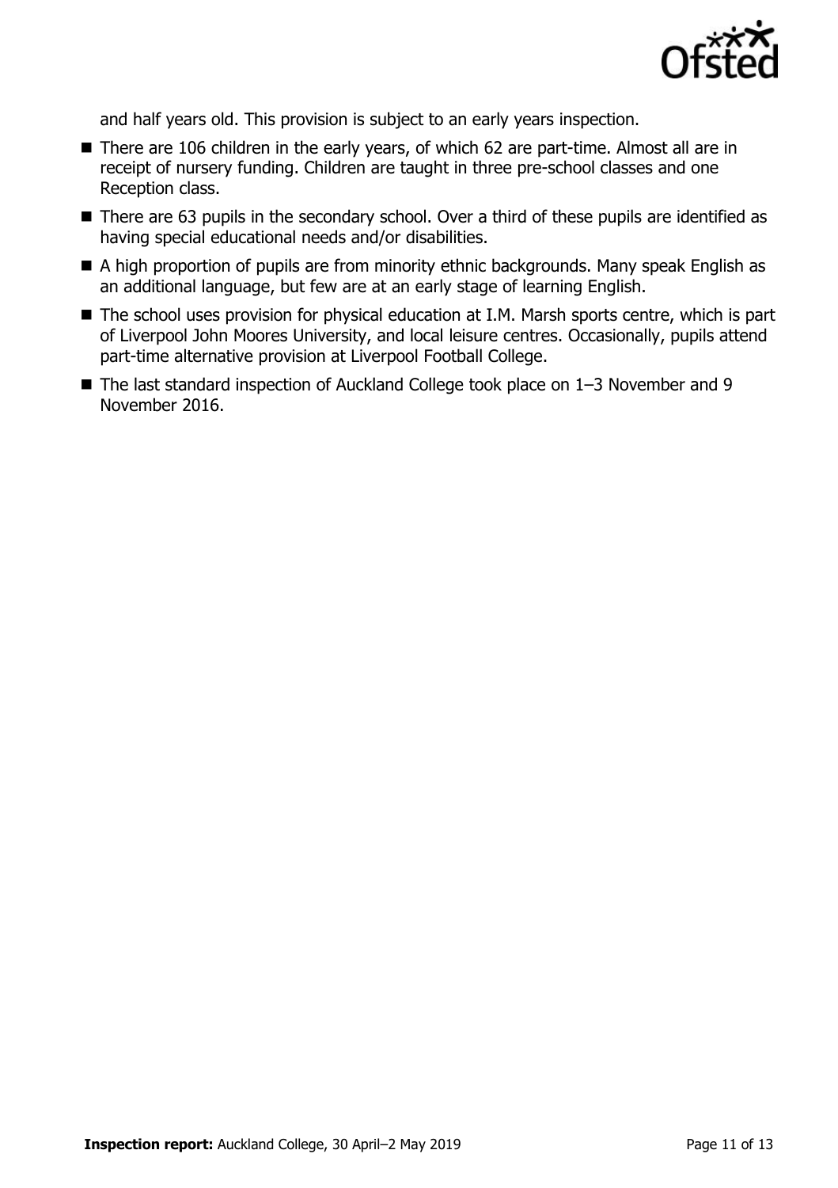and half years old. This provision is subject to an early years inspection.

- There are 106 children in the early years, of which 62 are part-time. Almost all are in receipt of nursery funding. Children are taught in three pre-school classes and one Reception class.
- There are 63 pupils in the secondary school. Over a third of these pupils are identified as having special educational needs and/or disabilities.
- A high proportion of pupils are from minority ethnic backgrounds. Many speak English as an additional language, but few are at an early stage of learning English.
- The school uses provision for physical education at I.M. Marsh sports centre, which is part of Liverpool John Moores University, and local leisure centres. Occasionally, pupils attend part-time alternative provision at Liverpool Football College.
- The last standard inspection of Auckland College took place on 1–3 November and 9 November 2016.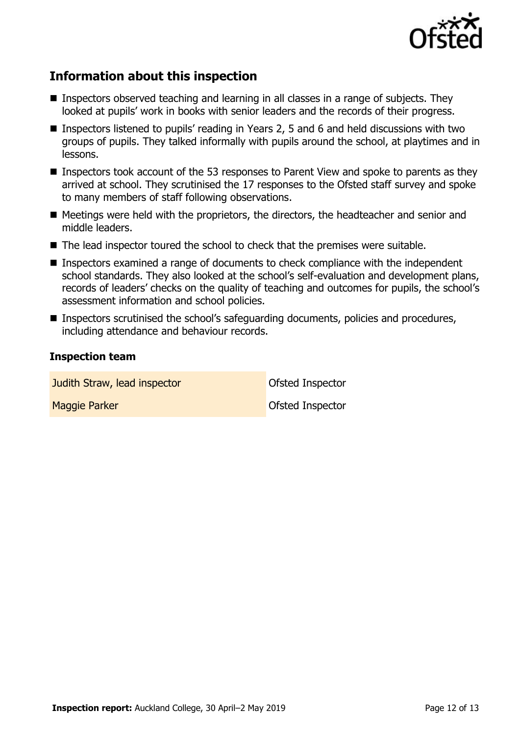## Information about this inspection

- Inspectors observed teaching and learning in all classes in a range of subjects. They looked at pupils' work in books with senior leaders and the records of their progress.
- Inspectors listened to pupils' reading in Years 2, 5 and 6 and held discussions with two groups of pupils. They talked informally with pupils around the school, at playtimes and in lessons.
- Inspectors took account of the 53 responses to Parent View and spoke to parents as they arrived at school. They scrutinised the 17 responses to the Ofsted staff survey and spoke to many members of staff following observations.
- Meetings were held with the proprietors, the directors, the headteacher and senior and middle leaders.
- The lead inspector toured the school to check that the premises were suitable.
- Inspectors examined a range of documents to check compliance with the independent school standards. They also looked at the school's self-evaluation and development plans, records of leaders' checks on the quality of teaching and outcomes for pupils, the school's assessment information and school policies.
- Inspectors scrutinised the school's safeguarding documents, policies and procedures, including attendance and behaviour records.

### Inspection team

| | |
|---|---|
| Judith Straw, lead inspector | Ofsted Inspector |
| Maggie Parker | Ofsted Inspector |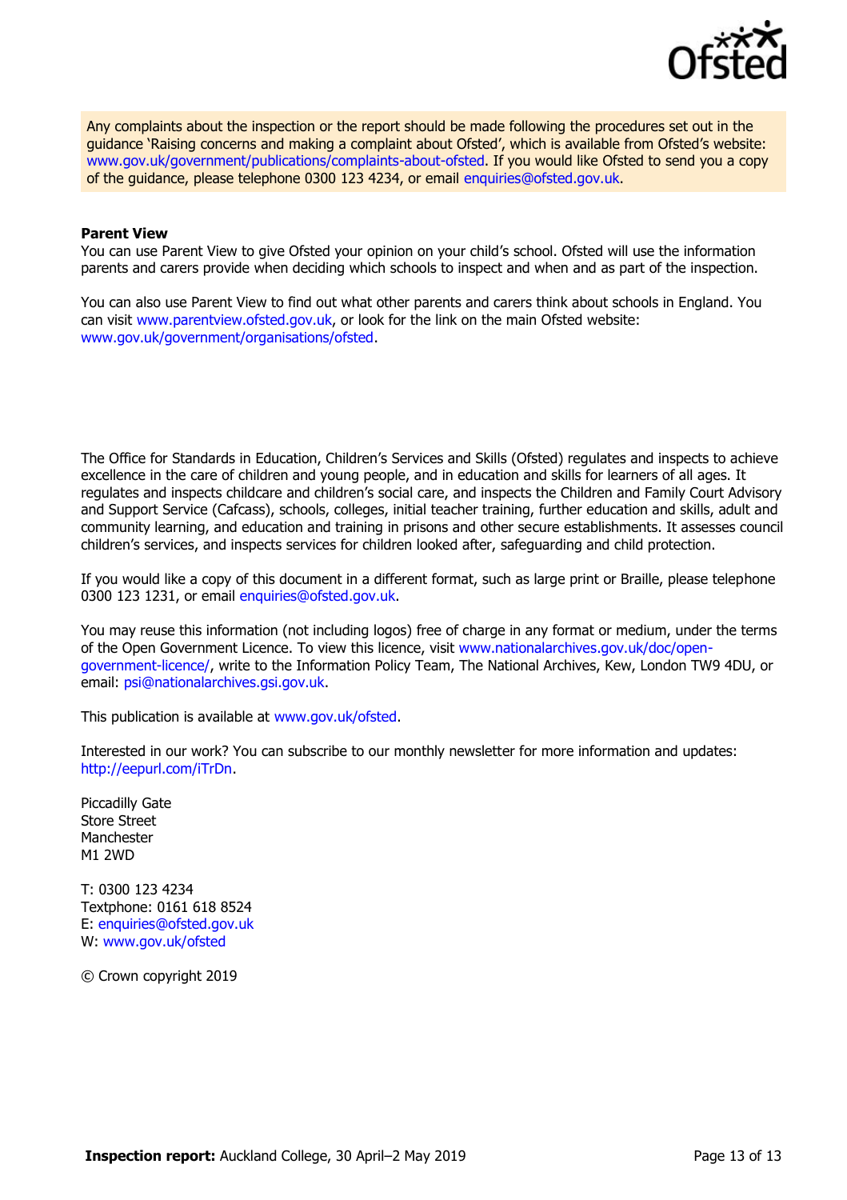Any complaints about the inspection or the report should be made following the procedures set out in the guidance 'Raising concerns and making a complaint about Ofsted', which is available from Ofsted's website: www.gov.uk/government/publications/complaints-about-ofsted. If you would like Ofsted to send you a copy of the guidance, please telephone 0300 123 4234, or email enquiries@ofsted.gov.uk.

**Parent View**

You can use Parent View to give Ofsted your opinion on your child's school. Ofsted will use the information parents and carers provide when deciding which schools to inspect and when and as part of the inspection.

You can also use Parent View to find out what other parents and carers think about schools in England. You can visit www.parentview.ofsted.gov.uk, or look for the link on the main Ofsted website: www.gov.uk/government/organisations/ofsted.

The Office for Standards in Education, Children's Services and Skills (Ofsted) regulates and inspects to achieve excellence in the care of children and young people, and in education and skills for learners of all ages. It regulates and inspects childcare and children's social care, and inspects the Children and Family Court Advisory and Support Service (Cafcass), schools, colleges, initial teacher training, further education and skills, adult and community learning, and education and training in prisons and other secure establishments. It assesses council children's services, and inspects services for children looked after, safeguarding and child protection.

If you would like a copy of this document in a different format, such as large print or Braille, please telephone 0300 123 1231, or email enquiries@ofsted.gov.uk.

You may reuse this information (not including logos) free of charge in any format or medium, under the terms of the Open Government Licence. To view this licence, visit www.nationalarchives.gov.uk/doc/open-government-licence/, write to the Information Policy Team, The National Archives, Kew, London TW9 4DU, or email: psi@nationalarchives.gsi.gov.uk.

This publication is available at www.gov.uk/ofsted.

Interested in our work? You can subscribe to our monthly newsletter for more information and updates: http://eepurl.com/iTrDn.

Piccadilly Gate
Store Street
Manchester
M1 2WD

T: 0300 123 4234
Textphone: 0161 618 8524
E: enquiries@ofsted.gov.uk
W: www.gov.uk/ofsted

© Crown copyright 2019